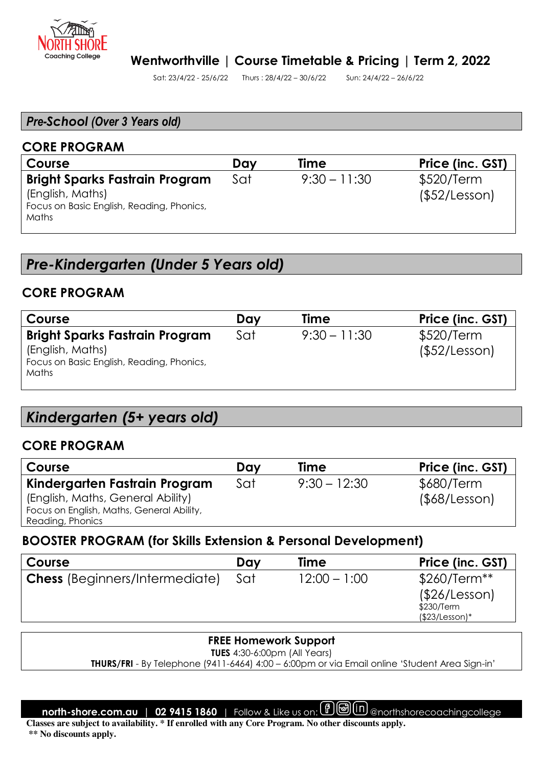North Shore Coaching College

# Wentworthville | Course Timetable & Pricing | Term 2, 2022

Sat: 23/4/22 - 25/6/22 Thurs : 28/4/22 – 30/6/22 Sun: 24/4/22 – 26/6/22

## *Pre-School (Over 3 Years old)*

### CORE PROGRAM

| Course | Day | Time | Price (inc. GST) |
|---|---|---|---|
| **Bright Sparks Fastrain Program** (English, Maths) Focus on Basic English, Reading, Phonics, Maths | Sat | 9:30 – 11:30 | $520/Term ($52/Lesson) |

## *Pre-Kindergarten (Under 5 Years old)*

### CORE PROGRAM

| Course | Day | Time | Price (inc. GST) |
|---|---|---|---|
| **Bright Sparks Fastrain Program** (English, Maths) Focus on Basic English, Reading, Phonics, Maths | Sat | 9:30 – 11:30 | $520/Term ($52/Lesson) |

## *Kindergarten (5+ years old)*

### CORE PROGRAM

| Course | Day | Time | Price (inc. GST) |
|---|---|---|---|
| **Kindergarten Fastrain Program** (English, Maths, General Ability) Focus on English, Maths, General Ability, Reading, Phonics | Sat | 9:30 – 12:30 | $680/Term ($68/Lesson) |

### BOOSTER PROGRAM (for Skills Extension & Personal Development)

| Course | Day | Time | Price (inc. GST) |
|---|---|---|---|
| **Chess** (Beginners/Intermediate) | Sat | 12:00 – 1:00 | $260/Term** ($26/Lesson) $230/Term ($23/Lesson)* |

**FREE Homework Support**
**TUES** 4:30-6:00pm (All Years)
**THURS/FRI** - By Telephone (9411-6464) 4:00 – 6:00pm or via Email online 'Student Area Sign-in'

**north-shore.com.au** | **02 9415 1860** | Follow & Like us on: @northshorecoachingcollege

**Classes are subject to availability. * If enrolled with any Core Program. No other discounts apply.**
**** No discounts apply.**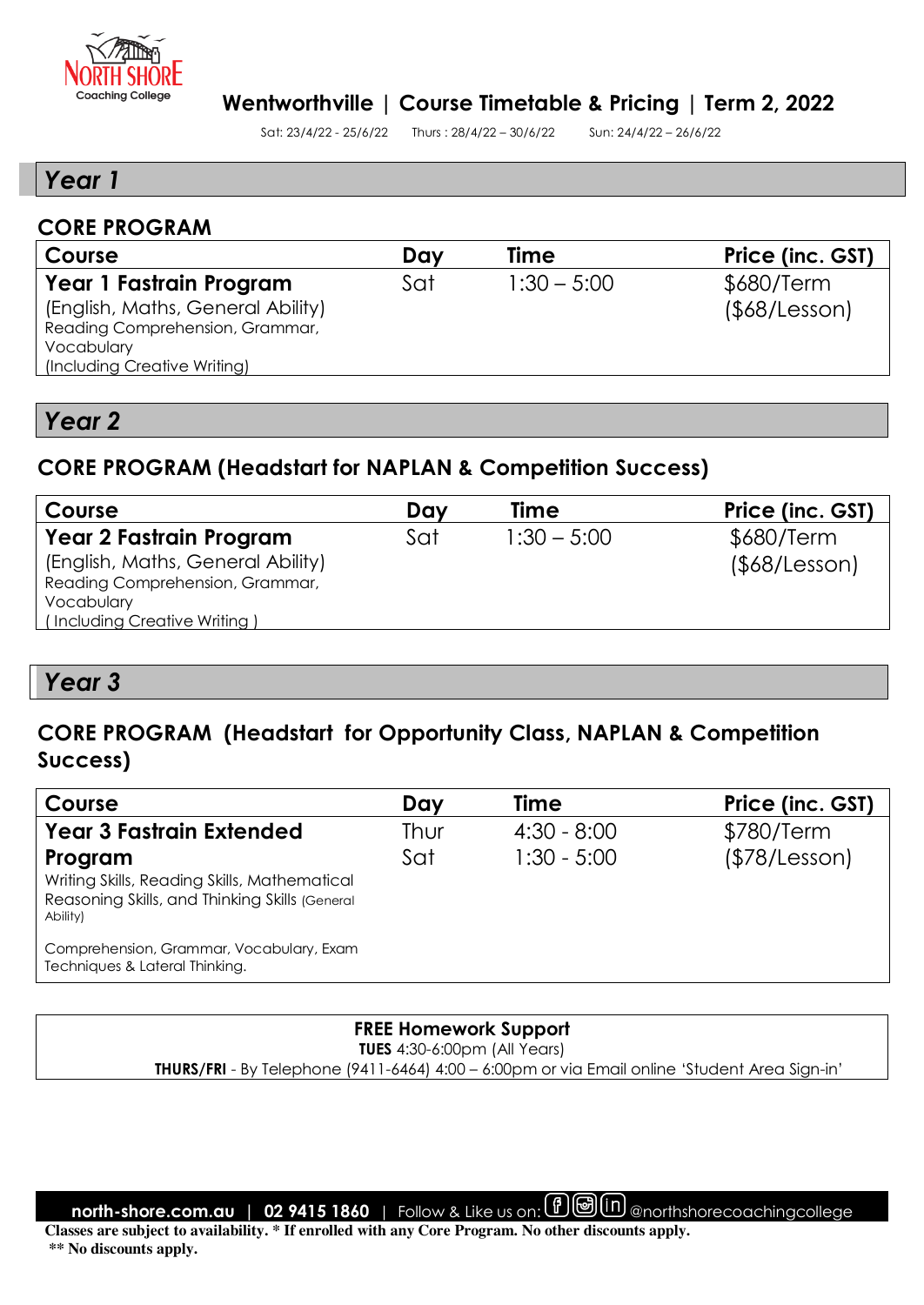# Wentworthville | Course Timetable & Pricing | Term 2, 2022

Sat: 23/4/22 - 25/6/22 Thurs : 28/4/22 – 30/6/22 Sun: 24/4/22 – 26/6/22

## Year 1

### CORE PROGRAM

| Course | Day | Time | Price (inc. GST) |
|---|---|---|---|
| **Year 1 Fastrain Program** (English, Maths, General Ability) Reading Comprehension, Grammar, Vocabulary (Including Creative Writing) | Sat | 1:30 – 5:00 | $680/Term ($68/Lesson) |

## Year 2

### CORE PROGRAM (Headstart for NAPLAN & Competition Success)

| Course | Day | Time | Price (inc. GST) |
|---|---|---|---|
| **Year 2 Fastrain Program** (English, Maths, General Ability) Reading Comprehension, Grammar, Vocabulary ( Including Creative Writing ) | Sat | 1:30 – 5:00 | $680/Term ($68/Lesson) |

## Year 3

### CORE PROGRAM (Headstart for Opportunity Class, NAPLAN & Competition Success)

| Course | Day | Time | Price (inc. GST) |
|---|---|---|---|
| **Year 3 Fastrain Extended Program** Writing Skills, Reading Skills, Mathematical Reasoning Skills, and Thinking Skills (General Ability) Comprehension, Grammar, Vocabulary, Exam Techniques & Lateral Thinking. | Thur<br>Sat | 4:30 - 8:00<br>1:30 - 5:00 | $780/Term ($78/Lesson) |

**FREE Homework Support**

**TUES** 4:30-6:00pm (All Years)

**THURS/FRI** - By Telephone (9411-6464) 4:00 – 6:00pm or via Email online 'Student Area Sign-in'

**north-shore.com.au** | **02 9415 1860** | Follow & Like us on: @northshorecoachingcollege

**Classes are subject to availability. * If enrolled with any Core Program. No other discounts apply.**

**** No discounts apply.**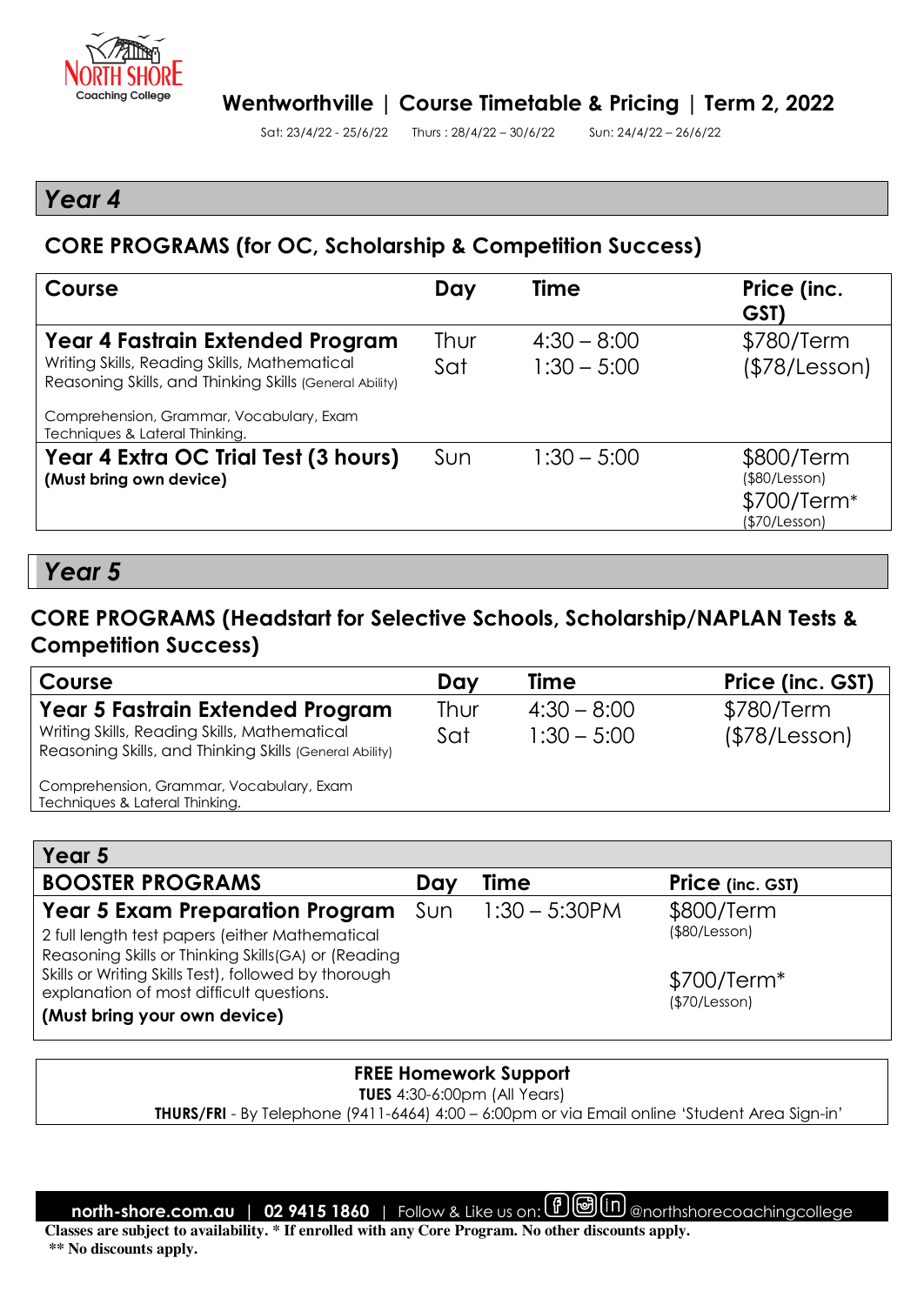North Shore Coaching College

# Wentworthville | Course Timetable & Pricing | Term 2, 2022

Sat: 23/4/22 - 25/6/22 Thurs : 28/4/22 – 30/6/22 Sun: 24/4/22 – 26/6/22

## Year 4

### CORE PROGRAMS (for OC, Scholarship & Competition Success)

| Course | Day | Time | Price (inc. GST) |
|---|---|---|---|
| **Year 4 Fastrain Extended Program**<br>Writing Skills, Reading Skills, Mathematical Reasoning Skills, and Thinking Skills (General Ability)<br><br>Comprehension, Grammar, Vocabulary, Exam Techniques & Lateral Thinking. | Thur<br>Sat | 4:30 – 8:00<br>1:30 – 5:00 | $780/Term<br>($78/Lesson) |
| **Year 4 Extra OC Trial Test (3 hours)**<br>**(Must bring own device)** | Sun | 1:30 – 5:00 | $800/Term<br>($80/Lesson)<br>$700/Term*<br>($70/Lesson) |

## Year 5

### CORE PROGRAMS (Headstart for Selective Schools, Scholarship/NAPLAN Tests & Competition Success)

| Course | Day | Time | Price (inc. GST) |
|---|---|---|---|
| **Year 5 Fastrain Extended Program**<br>Writing Skills, Reading Skills, Mathematical Reasoning Skills, and Thinking Skills (General Ability)<br><br>Comprehension, Grammar, Vocabulary, Exam Techniques & Lateral Thinking. | Thur<br>Sat | 4:30 – 8:00<br>1:30 – 5:00 | $780/Term<br>($78/Lesson) |

### Year 5

| BOOSTER PROGRAMS | Day | Time | Price (inc. GST) |
|---|---|---|---|
| **Year 5 Exam Preparation Program**<br>2 full length test papers (either Mathematical Reasoning Skills or Thinking Skills(GA) or (Reading Skills or Writing Skills Test), followed by thorough explanation of most difficult questions.<br>**(Must bring your own device)** | Sun | 1:30 – 5:30PM | $800/Term<br>($80/Lesson)<br><br>$700/Term*<br>($70/Lesson) |

**FREE Homework Support**
**TUES** 4:30-6:00pm (All Years)
**THURS/FRI** - By Telephone (9411-6464) 4:00 – 6:00pm or via Email online 'Student Area Sign-in'

**north-shore.com.au** | **02 9415 1860** | Follow & Like us on: @northshorecoachingcollege

**Classes are subject to availability. * If enrolled with any Core Program. No other discounts apply.**
**\** No discounts apply.**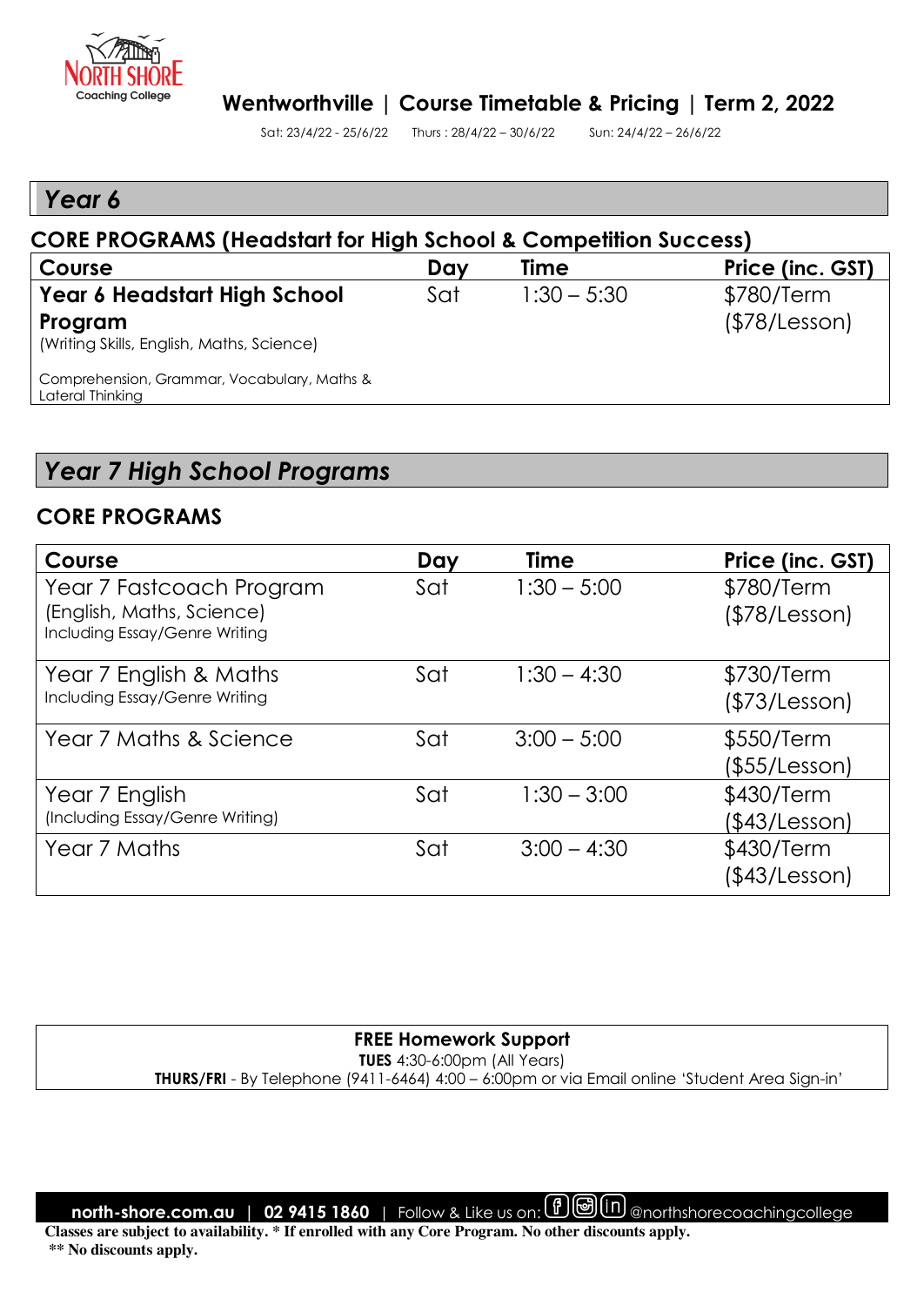# Wentworthville | Course Timetable & Pricing | Term 2, 2022

Sat: 23/4/22 - 25/6/22 Thurs : 28/4/22 – 30/6/22 Sun: 24/4/22 – 26/6/22

## Year 6

### CORE PROGRAMS (Headstart for High School & Competition Success)

| Course | Day | Time | Price (inc. GST) |
|---|---|---|---|
| **Year 6 Headstart High School Program** (Writing Skills, English, Maths, Science) Comprehension, Grammar, Vocabulary, Maths & Lateral Thinking | Sat | 1:30 – 5:30 | $780/Term ($78/Lesson) |

## Year 7 High School Programs

### CORE PROGRAMS

| Course | Day | Time | Price (inc. GST) |
|---|---|---|---|
| Year 7 Fastcoach Program (English, Maths, Science) Including Essay/Genre Writing | Sat | 1:30 – 5:00 | $780/Term ($78/Lesson) |
| Year 7 English & Maths Including Essay/Genre Writing | Sat | 1:30 – 4:30 | $730/Term ($73/Lesson) |
| Year 7 Maths & Science | Sat | 3:00 – 5:00 | $550/Term ($55/Lesson) |
| Year 7 English (Including Essay/Genre Writing) | Sat | 1:30 – 3:00 | $430/Term ($43/Lesson) |
| Year 7 Maths | Sat | 3:00 – 4:30 | $430/Term ($43/Lesson) |

**FREE Homework Support**
**TUES** 4:30-6:00pm (All Years)
**THURS/FRI** - By Telephone (9411-6464) 4:00 – 6:00pm or via Email online 'Student Area Sign-in'

**north-shore.com.au | 02 9415 1860** | Follow & Like us on: @northshorecoachingcollege

**Classes are subject to availability. * If enrolled with any Core Program. No other discounts apply.**
**** No discounts apply.**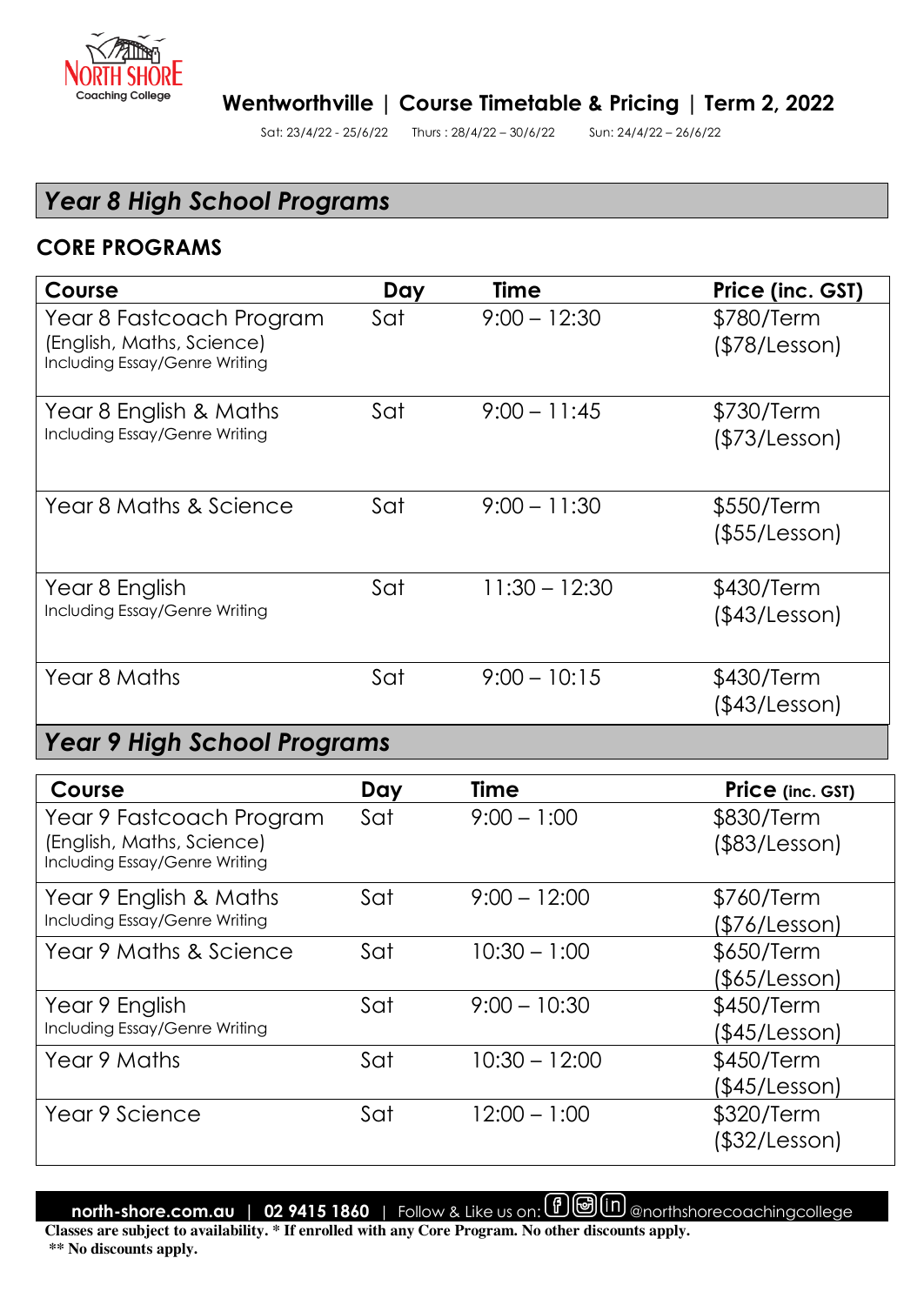NORTH SHORE
Coaching College

## Wentworthville | Course Timetable & Pricing | Term 2, 2022

Sat: 23/4/22 - 25/6/22 Thurs : 28/4/22 – 30/6/22 Sun: 24/4/22 – 26/6/22

# *Year 8 High School Programs*

## CORE PROGRAMS

| Course | Day | Time | Price (inc. GST) |
|---|---|---|---|
| Year 8 Fastcoach Program (English, Maths, Science) Including Essay/Genre Writing | Sat | 9:00 – 12:30 | $780/Term ($78/Lesson) |
| Year 8 English & Maths Including Essay/Genre Writing | Sat | 9:00 – 11:45 | $730/Term ($73/Lesson) |
| Year 8 Maths & Science | Sat | 9:00 – 11:30 | $550/Term ($55/Lesson) |
| Year 8 English Including Essay/Genre Writing | Sat | 11:30 – 12:30 | $430/Term ($43/Lesson) |
| Year 8 Maths | Sat | 9:00 – 10:15 | $430/Term ($43/Lesson) |

# *Year 9 High School Programs*

| Course | Day | Time | Price (inc. GST) |
|---|---|---|---|
| Year 9 Fastcoach Program (English, Maths, Science) Including Essay/Genre Writing | Sat | 9:00 – 1:00 | $830/Term ($83/Lesson) |
| Year 9 English & Maths Including Essay/Genre Writing | Sat | 9:00 – 12:00 | $760/Term ($76/Lesson) |
| Year 9 Maths & Science | Sat | 10:30 – 1:00 | $650/Term ($65/Lesson) |
| Year 9 English Including Essay/Genre Writing | Sat | 9:00 – 10:30 | $450/Term ($45/Lesson) |
| Year 9 Maths | Sat | 10:30 – 12:00 | $450/Term ($45/Lesson) |
| Year 9 Science | Sat | 12:00 – 1:00 | $320/Term ($32/Lesson) |

**north-shore.com.au | 02 9415 1860** | Follow & Like us on: @northshorecoachingcollege

**Classes are subject to availability. * If enrolled with any Core Program. No other discounts apply.**

**** No discounts apply.**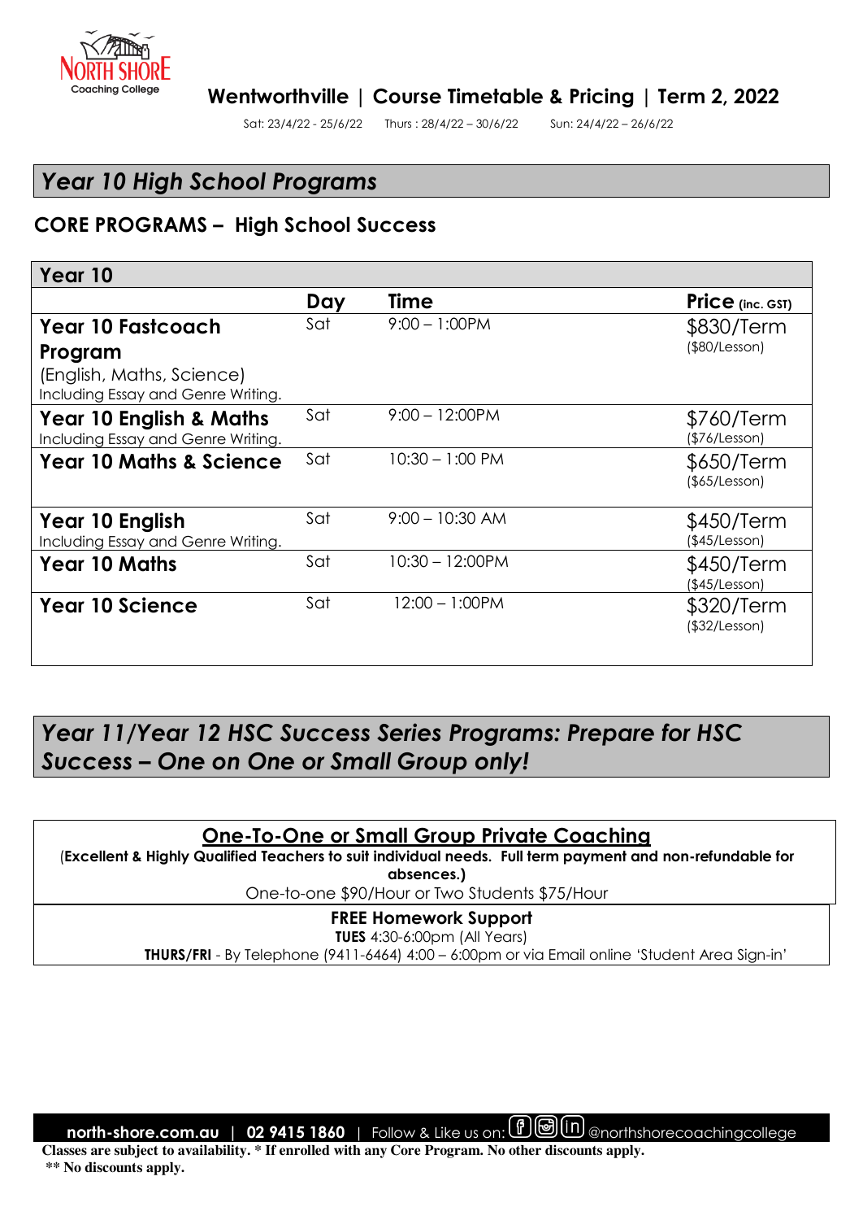## Wentworthville | Course Timetable & Pricing | Term 2, 2022

Sat: 23/4/22 - 25/6/22 Thurs : 28/4/22 – 30/6/22 Sun: 24/4/22 – 26/6/22

# *Year 10 High School Programs*

## CORE PROGRAMS – High School Success

| Year 10 | Day | Time | Price (inc. GST) |
|---|---|---|---|
| **Year 10 Fastcoach Program** (English, Maths, Science) Including Essay and Genre Writing. | Sat | 9:00 – 1:00PM | $830/Term ($80/Lesson) |
| **Year 10 English & Maths** Including Essay and Genre Writing. | Sat | 9:00 – 12:00PM | $760/Term ($76/Lesson) |
| **Year 10 Maths & Science** | Sat | 10:30 – 1:00 PM | $650/Term ($65/Lesson) |
| **Year 10 English** Including Essay and Genre Writing. | Sat | 9:00 – 10:30 AM | $450/Term ($45/Lesson) |
| **Year 10 Maths** | Sat | 10:30 – 12:00PM | $450/Term ($45/Lesson) |
| **Year 10 Science** | Sat | 12:00 – 1:00PM | $320/Term ($32/Lesson) |

# *Year 11/Year 12 HSC Success Series Programs: Prepare for HSC Success – One on One or Small Group only!*

**One-To-One or Small Group Private Coaching**

(**Excellent & Highly Qualified Teachers to suit individual needs. Full term payment and non-refundable for absences.**)

One-to-one $90/Hour or Two Students $75/Hour

**FREE Homework Support**

**TUES** 4:30-6:00pm (All Years)

**THURS/FRI** - By Telephone (9411-6464) 4:00 – 6:00pm or via Email online 'Student Area Sign-in'

north-shore.com.au | 02 9415 1860 | Follow & Like us on: @northshorecoachingcollege

**Classes are subject to availability. * If enrolled with any Core Program. No other discounts apply.**

**** No discounts apply.**